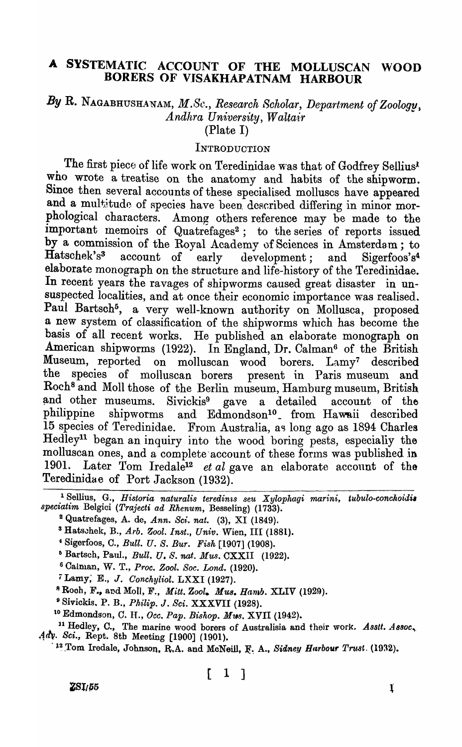# A SYSTEMATIC ACCOUNT OF THE MOLLUSCAN WOOD BORERS OF VISAKHAPATNAM HARBOUR

*By* R. NAGABHUSHANAM, *M.Sc., Research Scholar, Department of Zoology, Andhra University, Waltair*

(Plate I)

## INTRODUCTION

The first piece of life work on Teredinidae was that of Godfrey Sellius[1] who wrote a treatise on the anatomy and habits of the shipworm. Since then several accounts of these specialised molluscs have appeared and a multitude of species have been described differing in minor morphological characters. Among others reference may be made to the important memoirs of Quatrefages[2]; to the series of reports issued by a commission of the Royal Academy of Sciences in Amsterdam; to Hatschek's[3] account of early development; and Sigerfoos's[4] elaborate monograph on the structure and life-history of the Teredinidae. In recent years the ravages of shipworms caused great disaster in unsuspected localities, and at once their economic importance was realised. Paul Bartsch[5], a very well-known authority on Mollusca, proposed a new system of classification of the shipworms which has become the basis of all recent works. He published an elaborate monograph on American shipworms (1922). In England, Dr. Calman[6] of the British Museum, reported on molluscan wood borers. Lamy[7] described the species of molluscan borers present in Paris museum and Roch[8] and Moll those of the Berlin museum, Hamburg museum, British and other museums. Sivickis[9] gave a detailed account of the philippine shipworms and Edmondson[10] from Hawaii described 15 species of Teredinidae. From Australia, as long ago as 1894 Charles Hedley[11] began an inquiry into the wood boring pests, especially the molluscan ones, and a complete account of these forms was published in 1901. Later Tom Iredale[12] *et al* gave an elaborate account of the Teredinidae of Port Jackson (1932).

---

[1] Sellius, G., *Historia naturalis teredinis seu Xylophagi marini, tubulo-conchoidis speciatim* Belgici (*Trajecti ad Rhenum*, Besseling) (1733).

[2] Quatrefages, A. de, *Ann. Sci. nat.* (3), XI (1849).

[3] Hatschek, B., *Arb. Zool. Inst., Univ.* Wien, III (1881).

[4] Sigerfoos, C., *Bull. U. S. Bur. Fish* [1907] (1908).

[5] Bartsch, Paul., *Bull. U. S. nat. Mus.* CXXII (1922).

[6] Calman, W. T., *Proc. Zool. Soc. Lond.* (1920).

[7] Lamy, E., *J. Conchyliol.* LXXI (1927).

[8] Roch, F., and Moll, F., *Mitt. Zool. Mus. Hamb.* XLIV (1929).

[9] Sivickis, P. B., *Philip. J. Sci.* XXXVII (1928).

[10] Edmondson, C. H., *Occ. Pap. Bishop. Mus.* XVII (1942).

[11] Hedley, C., The marine wood borers of Australasia and their work. *Asstt. Assoc. Adv. Sci.*, Rept. 8th Meeting [1900] (1901).

[12] Tom Iredale, Johnson, R.A. and McNeill, F. A., *Sidney Harbour Trust.* (1932).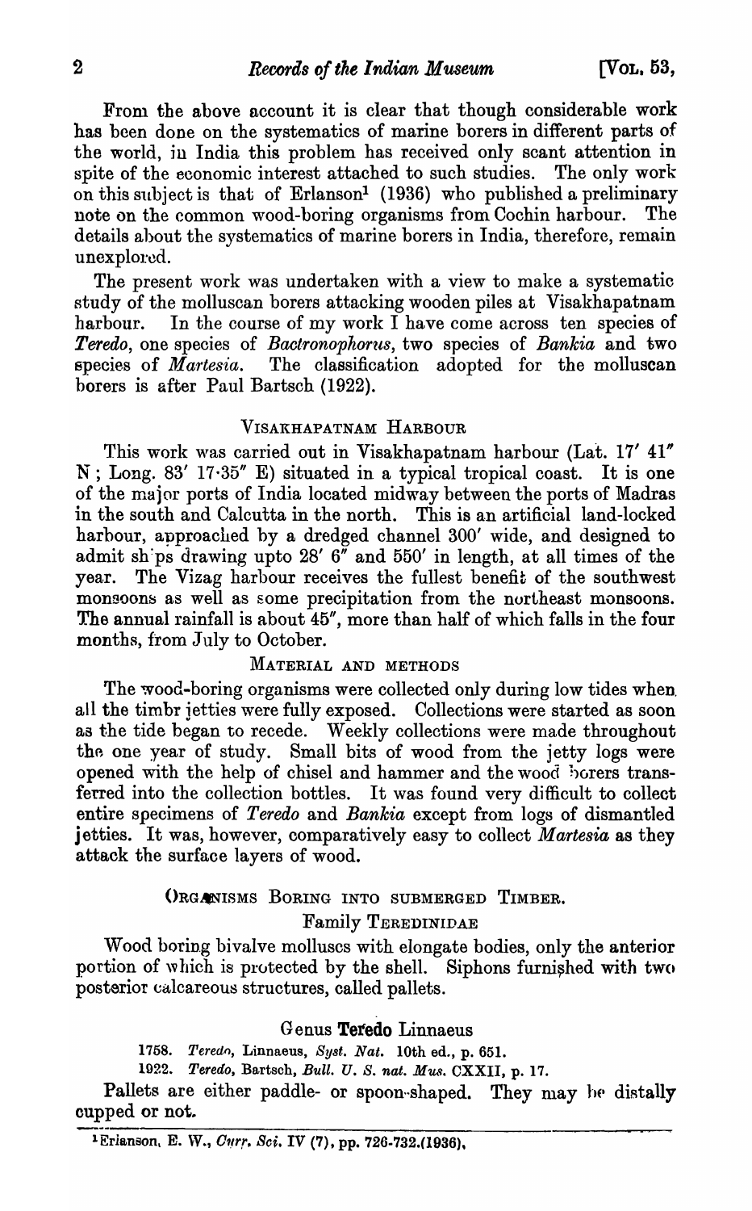From the above account it is clear that though considerable work has been done on the systematics of marine borers in different parts of the world, in India this problem has received only scant attention in spite of the economic interest attached to such studies. The only work on this subject is that of Erlanson[1] (1936) who published a preliminary note on the common wood-boring organisms from Cochin harbour. The details about the systematics of marine borers in India, therefore, remain unexplored.

The present work was undertaken with a view to make a systematic study of the molluscan borers attacking wooden piles at Visakhapatnam harbour. In the course of my work I have come across ten species of *Teredo*, one species of *Bactronophorus*, two species of *Bankia* and two species of *Martesia*. The classification adopted for the molluscan borers is after Paul Bartsch (1922).

## VISAKHAPATNAM HARBOUR

This work was carried out in Visakhapatnam harbour (Lat. 17′ 41″ N; Long. 83′ 17·35″ E) situated in a typical tropical coast. It is one of the major ports of India located midway between the ports of Madras in the south and Calcutta in the north. This is an artificial land-locked harbour, approached by a dredged channel 300′ wide, and designed to admit ships drawing upto 28′ 6″ and 550′ in length, at all times of the year. The Vizag harbour receives the fullest benefit of the southwest monsoons as well as some precipitation from the northeast monsoons. The annual rainfall is about 45″, more than half of which falls in the four months, from July to October.

## MATERIAL AND METHODS

The wood-boring organisms were collected only during low tides when all the timbr jetties were fully exposed. Collections were started as soon as the tide began to recede. Weekly collections were made throughout the one year of study. Small bits of wood from the jetty logs were opened with the help of chisel and hammer and the wood borers transferred into the collection bottles. It was found very difficult to collect entire specimens of *Teredo* and *Bankia* except from logs of dismantled jetties. It was, however, comparatively easy to collect *Martesia* as they attack the surface layers of wood.

## ORGANISMS BORING INTO SUBMERGED TIMBER.

### Family TEREDINIDAE

Wood boring bivalve molluscs with elongate bodies, only the anterior portion of which is protected by the shell. Siphons furnished with two posterior calcareous structures, called pallets.

### Genus **Teredo** Linnaeus

1758. *Teredo*, Linnaeus, *Syst. Nat.* 10th ed., p. 651.

1922. *Teredo*, Bartsch, *Bull. U. S. nat. Mus.* CXXII, p. 17.

Pallets are either paddle- or spoon-shaped. They may be distally cupped or not.

---

[1] Erlanson, E. W., *Curr. Sci.* IV (7), pp. 726-732.(1936).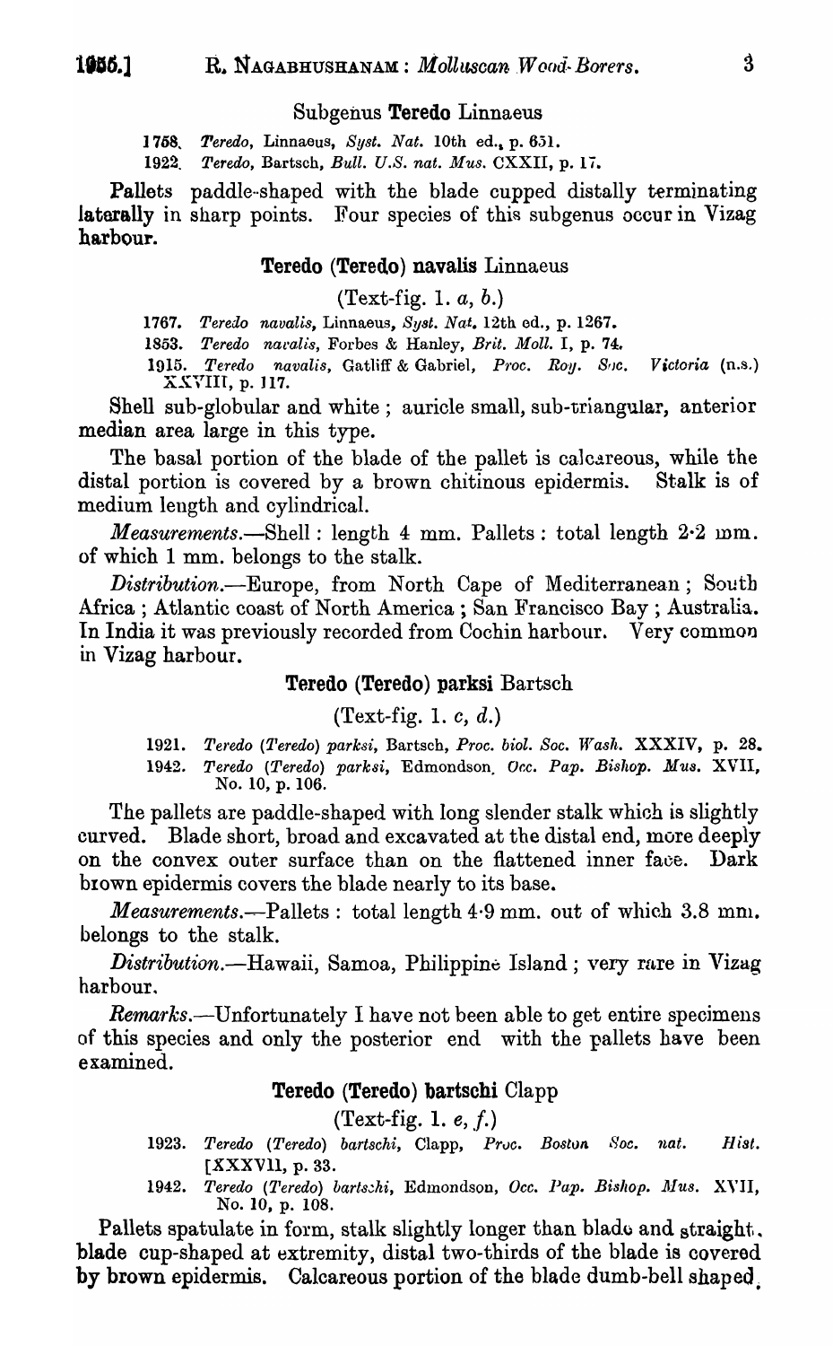### Subgenus **Teredo** Linnaeus

1758. *Teredo*, Linnaeus, *Syst. Nat.* 10th ed., p. 651.

1922. *Teredo*, Bartsch, *Bull. U.S. nat. Mus.* CXXII, p. 17.

Pallets paddle-shaped with the blade cupped distally terminating laterally in sharp points. Four species of this subgenus occur in Vizag harbour.

### **Teredo (Teredo) navalis** Linnaeus

(Text-fig. 1. *a*, *b*.)

1767. *Teredo navalis*, Linnaeus, *Syst. Nat.* 12th ed., p. 1267.

1853. *Teredo navalis*, Forbes & Hanley, *Brit. Moll.* I, p. 74.

1915. *Teredo navalis*, Gatliff & Gabriel, *Proc. Roy. Soc. Victoria* (n.s.) XXVIII, p. 117.

Shell sub-globular and white; auricle small, sub-triangular, anterior median area large in this type.

The basal portion of the blade of the pallet is calcareous, while the distal portion is covered by a brown chitinous epidermis. Stalk is of medium length and cylindrical.

*Measurements*.—Shell: length 4 mm. Pallets: total length 2·2 mm. of which 1 mm. belongs to the stalk.

*Distribution*.—Europe, from North Cape of Mediterranean; South Africa; Atlantic coast of North America; San Francisco Bay; Australia. In India it was previously recorded from Cochin harbour. Very common in Vizag harbour.

### **Teredo (Teredo) parksi** Bartsch

(Text-fig. 1. *c*, *d*.)

1921. *Teredo (Teredo) parksi*, Bartsch, *Proc. biol. Soc. Wash.* XXXIV, p. 28.

1942. *Teredo (Teredo) parksi*, Edmondson. *Occ. Pap. Bishop. Mus.* XVII, No. 10, p. 106.

The pallets are paddle-shaped with long slender stalk which is slightly curved. Blade short, broad and excavated at the distal end, more deeply on the convex outer surface than on the flattened inner face. Dark brown epidermis covers the blade nearly to its base.

*Measurements*.—Pallets: total length 4·9 mm. out of which 3.8 mm. belongs to the stalk.

*Distribution*.—Hawaii, Samoa, Philippine Island; very rare in Vizag harbour.

*Remarks*.—Unfortunately I have not been able to get entire specimens of this species and only the posterior end with the pallets have been examined.

### **Teredo (Teredo) bartschi** Clapp

(Text-fig. 1. *e*, *f*.)

1923. *Teredo (Teredo) bartschi*, Clapp, *Proc. Boston Soc. nat. Hist.* [XXXVII, p. 33.

1942. *Teredo (Teredo) bartschi*, Edmondson, *Occ. Pap. Bishop. Mus.* XVII, No. 10, p. 108.

Pallets spatulate in form, stalk slightly longer than blade and straight, blade cup-shaped at extremity, distal two-thirds of the blade is covered by brown epidermis. Calcareous portion of the blade dumb-bell shaped.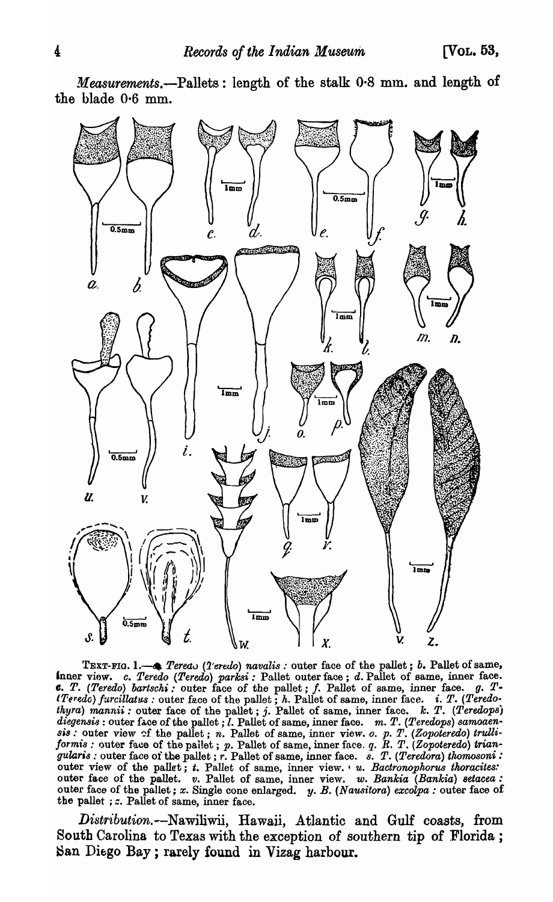*Measurements*.—Pallets: length of the stalk 0·8 mm. and length of the blade 0·6 mm.

TEXT-FIG. 1.—*a*. *Teredo* (*Teredo*) *navalis* : outer face of the pallet ; *b*. Pallet of same, inner view. *c*. *T*. (*Teredo*) *parksi* : Pallet outer face ; *d*. Pallet of same, inner face. *e*. *T*. (*Teredo*) *bartschi* : outer face of the pallet ; *f*. Pallet of same, inner face. *g*. *T*. (*Teredo*) *furcillatus* : outer face of the pallet ; *h*. Pallet of same, inner face. *i*. *T*. (*Teredothyra*) *mannii* : outer face of the pallet ; *j*. Pallet of same, inner face. *k*. *T*. (*Teredops*) *diegensis* : outer face of the pallet ; *l*. Pallet of same, inner face. *m*. *T*. (*Teredops*) *samoaensis* : outer view of the pallet ; *n*. Pallet of same, inner view. *o*. *p*. *T*. (*Zopoteredo*) *trulliformis* : outer face of the pallet ; *p*. Pallet of same, inner face. *q*. *R*. *T*. (*Zopoteredo*) *triangularis* : outer face of the pallet ; *r*. Pallet of same, inner face. *s*. *T*. (*Teredora*) *thomosoni* : outer view of the pallet ; *t*. Pallet of same, inner view. *u*. *Bactronophorus thoracites*: outer face of the pallet. *v*. Pallet of same, inner view. *w*. *Bankia* (*Bankia*) *setacea* : outer face of the pallet ; *x*. Single cone enlarged. *y*. *B*. (*Nausitora*) *excolpa* : outer face of the pallet ; *z*. Pallet of same, inner face.

*Distribution*.—Nawiliwii, Hawaii, Atlantic and Gulf coasts, from South Carolina to Texas with the exception of southern tip of Florida ; San Diego Bay ; rarely found in Vizag harbour.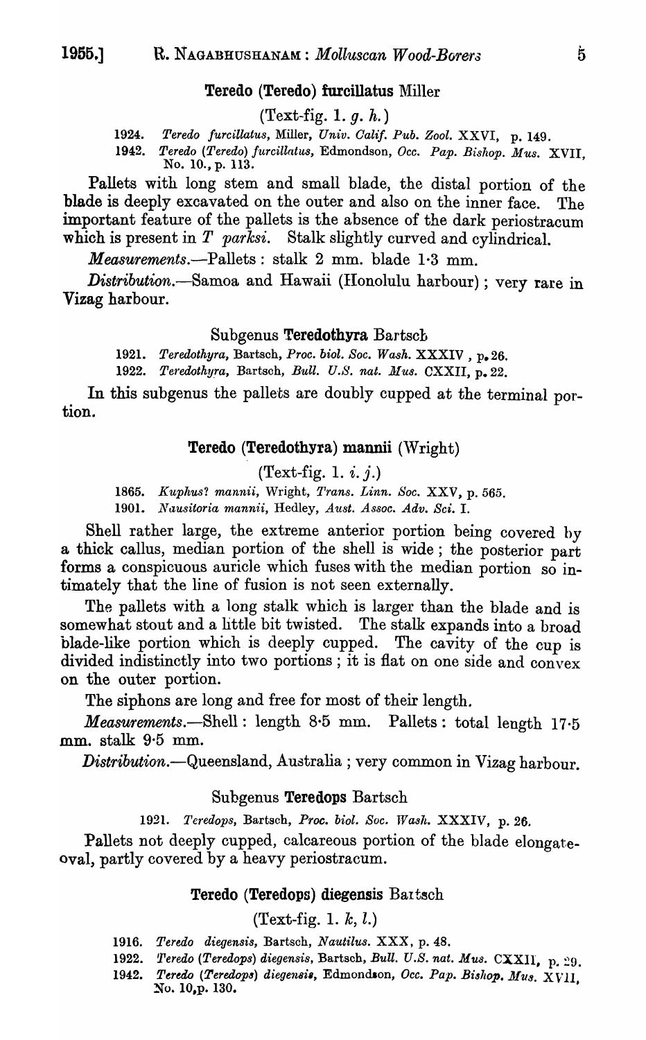### Teredo (Teredo) furcillatus Miller

(Text-fig. 1. *g. h.*)

1924. *Teredo furcillatus*, Miller, *Univ. Calif. Pub. Zool.* XXVI, p. 149.

1942. *Teredo (Teredo) furcillatus*, Edmondson, *Occ. Pap. Bishop. Mus.* XVII, No. 10., p. 113.

Pallets with long stem and small blade, the distal portion of the blade is deeply excavated on the outer and also on the inner face. The important feature of the pallets is the absence of the dark periostracum which is present in *T parksi*. Stalk slightly curved and cylindrical.

*Measurements*.—Pallets : stalk 2 mm. blade 1·3 mm.

*Distribution*.—Samoa and Hawaii (Honolulu harbour) ; very rare in Vizag harbour.

## Subgenus Teredothyra Bartsch

1921. *Teredothyra*, Bartsch, *Proc. biol. Soc. Wash.* XXXIV , p. 26.

1922. *Teredothyra*, Bartsch, *Bull. U.S. nat. Mus.* CXXII, p. 22.

In this subgenus the pallets are doubly cupped at the terminal portion.

### Teredo (Teredothyra) mannii (Wright)

(Text-fig. 1. *i. j.*)

1865. *Kuphus? mannii*, Wright, *Trans. Linn. Soc.* XXV, p. 565.

1901. *Nausitoria mannii*, Hedley, *Aust. Assoc. Adv. Sci.* I.

Shell rather large, the extreme anterior portion being covered by a thick callus, median portion of the shell is wide ; the posterior part forms a conspicuous auricle which fuses with the median portion so intimately that the line of fusion is not seen externally.

The pallets with a long stalk which is larger than the blade and is somewhat stout and a little bit twisted. The stalk expands into a broad blade-like portion which is deeply cupped. The cavity of the cup is divided indistinctly into two portions ; it is flat on one side and convex on the outer portion.

The siphons are long and free for most of their length.

*Measurements*.—Shell : length 8·5 mm. Pallets : total length 17·5 mm. stalk 9·5 mm.

*Distribution*.—Queensland, Australia ; very common in Vizag harbour.

## Subgenus Teredops Bartsch

1921. *Teredops*, Bartsch, *Proc. biol. Soc. Wash.* XXXIV, p. 26.

Pallets not deeply cupped, calcareous portion of the blade elongate-oval, partly covered by a heavy periostracum.

### Teredo (Teredops) diegensis Bartsch

(Text-fig. 1. *k, l.*)

1916. *Teredo diegensis*, Bartsch, *Nautilus.* XXX, p. 48.

1922. *Teredo (Teredops) diegensis*, Bartsch, *Bull. U.S. nat. Mus.* CXXII, p. 29.

1942. *Teredo (Teredops) diegensis*, Edmondson, *Occ. Pap. Bishop. Mus.* XVII, No. 10, p. 130.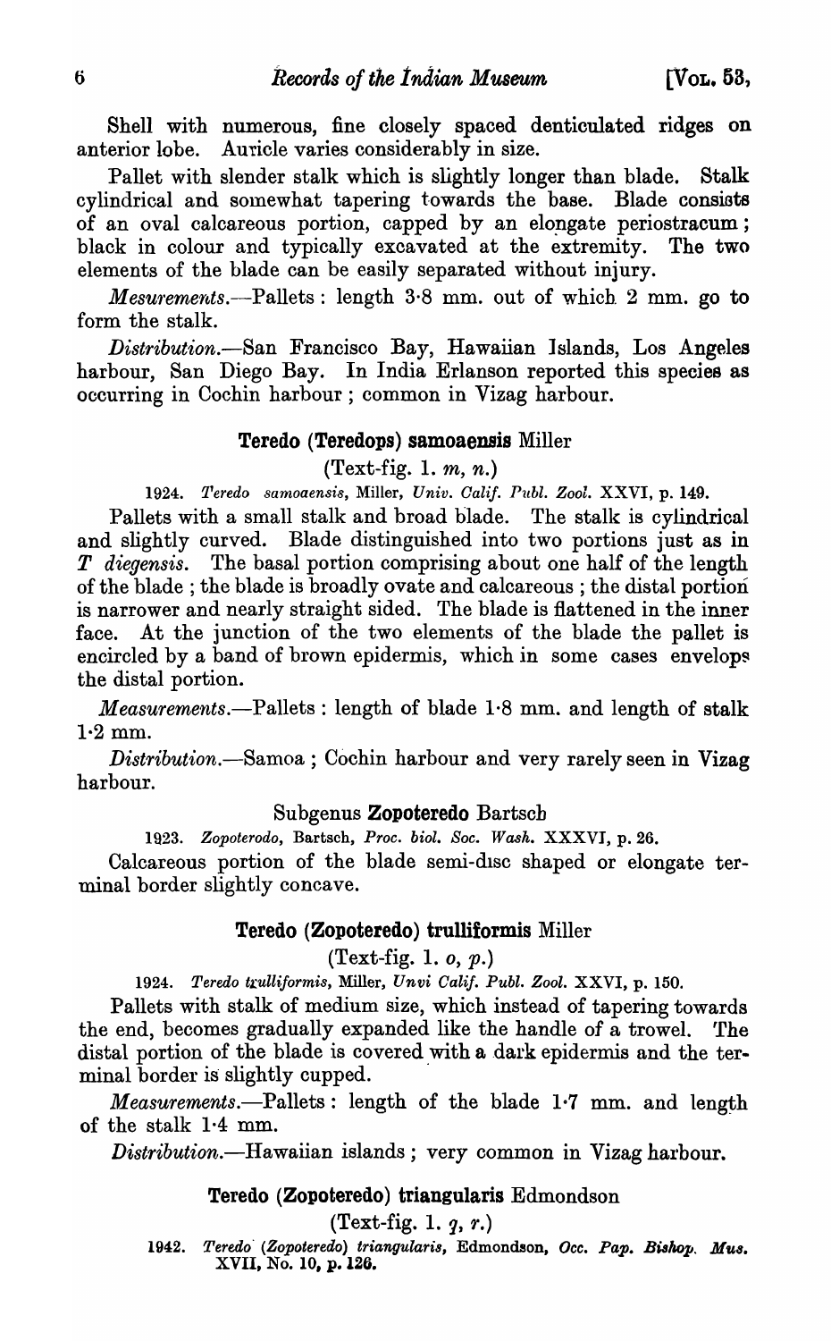Shell with numerous, fine closely spaced denticulated ridges on anterior lobe. Auricle varies considerably in size.

Pallet with slender stalk which is slightly longer than blade. Stalk cylindrical and somewhat tapering towards the base. Blade consists of an oval calcareous portion, capped by an elongate periostracum; black in colour and typically excavated at the extremity. The two elements of the blade can be easily separated without injury.

*Mesurements.*—Pallets: length 3·8 mm. out of which 2 mm. go to form the stalk.

*Distribution.*—San Francisco Bay, Hawaiian Islands, Los Angeles harbour, San Diego Bay. In India Erlanson reported this species as occurring in Cochin harbour; common in Vizag harbour.

### Teredo (Teredops) samoaensis Miller

(Text-fig. 1. *m*, *n*.)

1924. *Teredo samoaensis*, Miller, *Univ. Calif. Publ. Zool.* XXVI, p. 149.

Pallets with a small stalk and broad blade. The stalk is cylindrical and slightly curved. Blade distinguished into two portions just as in *T diegensis*. The basal portion comprising about one half of the length of the blade; the blade is broadly ovate and calcareous; the distal portion is narrower and nearly straight sided. The blade is flattened in the inner face. At the junction of the two elements of the blade the pallet is encircled by a band of brown epidermis, which in some cases envelops the distal portion.

*Measurements.*—Pallets: length of blade 1·8 mm. and length of stalk 1·2 mm.

*Distribution.*—Samoa; Cochin harbour and very rarely seen in Vizag harbour.

#### Subgenus Zopoteredo Bartsch

1923. *Zopoterodo*, Bartsch, *Proc. biol. Soc. Wash.* XXXVI, p. 26.

Calcareous portion of the blade semi-disc shaped or elongate terminal border slightly concave.

### Teredo (Zopoteredo) trulliformis Miller

(Text-fig. 1. *o*, *p*.)

1924. *Teredo trulliformis*, Miller, *Unvi Calif. Publ. Zool.* XXVI, p. 150.

Pallets with stalk of medium size, which instead of tapering towards the end, becomes gradually expanded like the handle of a trowel. The distal portion of the blade is covered with a dark epidermis and the terminal border is slightly cupped.

*Measurements.*—Pallets: length of the blade 1·7 mm. and length of the stalk 1·4 mm.

*Distribution.*—Hawaiian islands; very common in Vizag harbour.

### Teredo (Zopoteredo) triangularis Edmondson

(Text-fig. 1. *q*, *r*.)

1942. *Teredo (Zopoteredo) triangularis*, Edmondson, *Occ. Pap. Bishop. Mus.* XVII, No. 10, p. 126.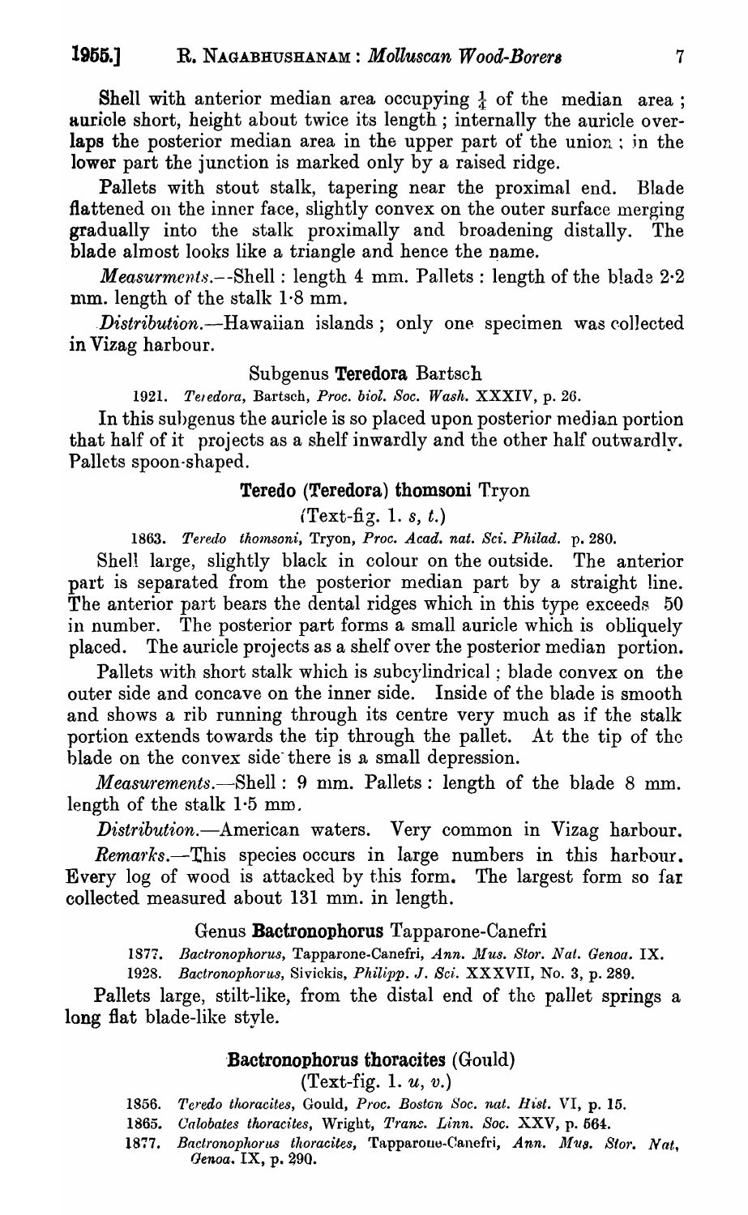Shell with anterior median area occupying ¼ of the median area; auricle short, height about twice its length; internally the auricle overlaps the posterior median area in the upper part of the union; in the lower part the junction is marked only by a raised ridge.

Pallets with stout stalk, tapering near the proximal end. Blade flattened on the inner face, slightly convex on the outer surface merging gradually into the stalk proximally and broadening distally. The blade almost looks like a triangle and hence the name.

*Measurments*.--Shell: length 4 mm. Pallets: length of the blade 2·2 mm. length of the stalk 1·8 mm.

*Distribution*.—Hawaiian islands; only one specimen was collected in Vizag harbour.

### Subgenus **Teredora** Bartsch

1921. *Teredora*, Bartsch, *Proc. biol. Soc. Wash.* XXXIV, p. 26.

In this subgenus the auricle is so placed upon posterior median portion that half of it projects as a shelf inwardly and the other half outwardly. Pallets spoon-shaped.

### **Teredo (Teredora) thomsoni** Tryon

(Text-fig. 1. *s, t.*)

1863. *Teredo thomsoni*, Tryon, *Proc. Acad. nat. Sci. Philad.* p. 280.

Shell large, slightly black in colour on the outside. The anterior part is separated from the posterior median part by a straight line. The anterior part bears the dental ridges which in this type exceeds 50 in number. The posterior part forms a small auricle which is obliquely placed. The auricle projects as a shelf over the posterior median portion.

Pallets with short stalk which is subcylindrical; blade convex on the outer side and concave on the inner side. Inside of the blade is smooth and shows a rib running through its centre very much as if the stalk portion extends towards the tip through the pallet. At the tip of the blade on the convex side there is a small depression.

*Measurements*.—Shell: 9 mm. Pallets: length of the blade 8 mm. length of the stalk 1·5 mm.

*Distribution*.—American waters. Very common in Vizag harbour.

*Remarks*.—This species occurs in large numbers in this harbour. Every log of wood is attacked by this form. The largest form so far collected measured about 131 mm. in length.

### Genus **Bactronophorus** Tapparone-Canefri

1877. *Bactronophorus*, Tapparone-Canefri, *Ann. Mus. Stor. Nat. Genoa.* IX.

1928. *Bactronophorus*, Sivickis, *Philipp. J. Sci.* XXXVII, No. 3, p. 289.

Pallets large, stilt-like, from the distal end of the pallet springs a long flat blade-like style.

### **Bactronophorus thoracites** (Gould)

(Text-fig. 1. *u, v.*)

1856. *Teredo thoracites*, Gould, *Proc. Boston Soc. nat. Hist.* VI, p. 15.

1865. *Calobates thoracites*, Wright, *Trans. Linn. Soc.* XXV, p. 564.

1877. *Bactronophorus thoracites*, Tapparone-Canefri, *Ann. Mus. Stor. Nat, Genoa.* IX, p. 290.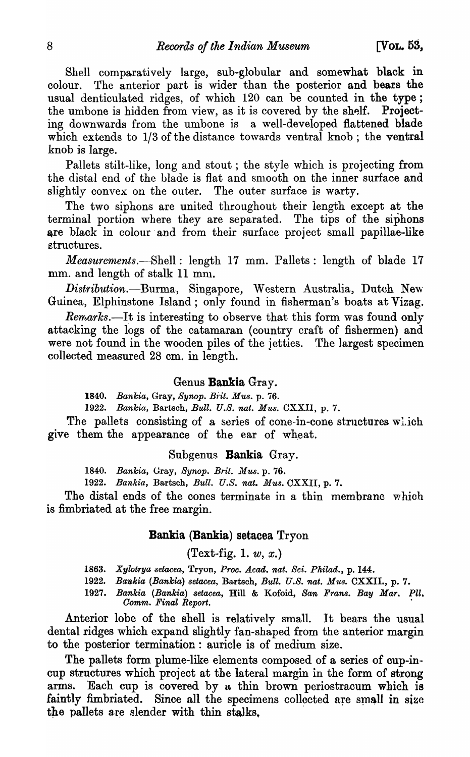Shell comparatively large, sub-globular and somewhat black in colour. The anterior part is wider than the posterior and bears the usual denticulated ridges, of which 120 can be counted in the type; the umbone is hidden from view, as it is covered by the shelf. Projecting downwards from the umbone is a well-developed flattened blade which extends to 1/3 of the distance towards ventral knob; the ventral knob is large.

Pallets stilt-like, long and stout; the style which is projecting from the distal end of the blade is flat and smooth on the inner surface and slightly convex on the outer. The outer surface is warty.

The two siphons are united throughout their length except at the terminal portion where they are separated. The tips of the siphons are black in colour and from their surface project small papillae-like structures.

*Measurements.*—Shell: length 17 mm. Pallets: length of blade 17 mm. and length of stalk 11 mm.

*Distribution.*—Burma, Singapore, Western Australia, Dutch New Guinea, Elphinstone Island; only found in fisherman's boats at Vizag.

*Remarks.*—It is interesting to observe that this form was found only attacking the logs of the catamaran (country craft of fishermen) and were not found in the wooden piles of the jetties. The largest specimen collected measured 28 cm. in length.

## Genus **Bankia** Gray.

1840. *Bankia*, Gray, *Synop. Brit. Mus.* p. 76.

1922. *Bankia*, Bartsch, *Bull. U.S. nat. Mus.* CXXII, p. 7.

The pallets consisting of a series of cone-in-cone structures which give them the appearance of the ear of wheat.

### Subgenus **Bankia** Gray.

1840. *Bankia*, Gray, *Synop. Brit. Mus.* p. 76.

1922. *Bankia*, Bartsch, *Bull. U.S. nat. Mus.* CXXII, p. 7.

The distal ends of the cones terminate in a thin membrane which is fimbriated at the free margin.

### **Bankia (Bankia) setacea** Tryon

(Text-fig. 1. *w*, *x*.)

1863. *Xylotrya setacea*, Tryon, *Proc. Acad. nat. Sci. Philad.*, p. 144.

1922. *Bankia (Bankia) setacea*, Bartsch, *Bull. U.S. nat. Mus.* CXXII., p. 7.

1927. *Bankia (Bankia) setacea*, Hill & Kofoid, *San Frans. Bay Mar. Pll. Comm. Final Report.*

Anterior lobe of the shell is relatively small. It bears the usual dental ridges which expand slightly fan-shaped from the anterior margin to the posterior termination: auricle is of medium size.

The pallets form plume-like elements composed of a series of cup-in-cup structures which project at the lateral margin in the form of strong arms. Each cup is covered by a thin brown periostracum which is faintly fimbriated. Since all the specimens collected are small in size the pallets are slender with thin stalks.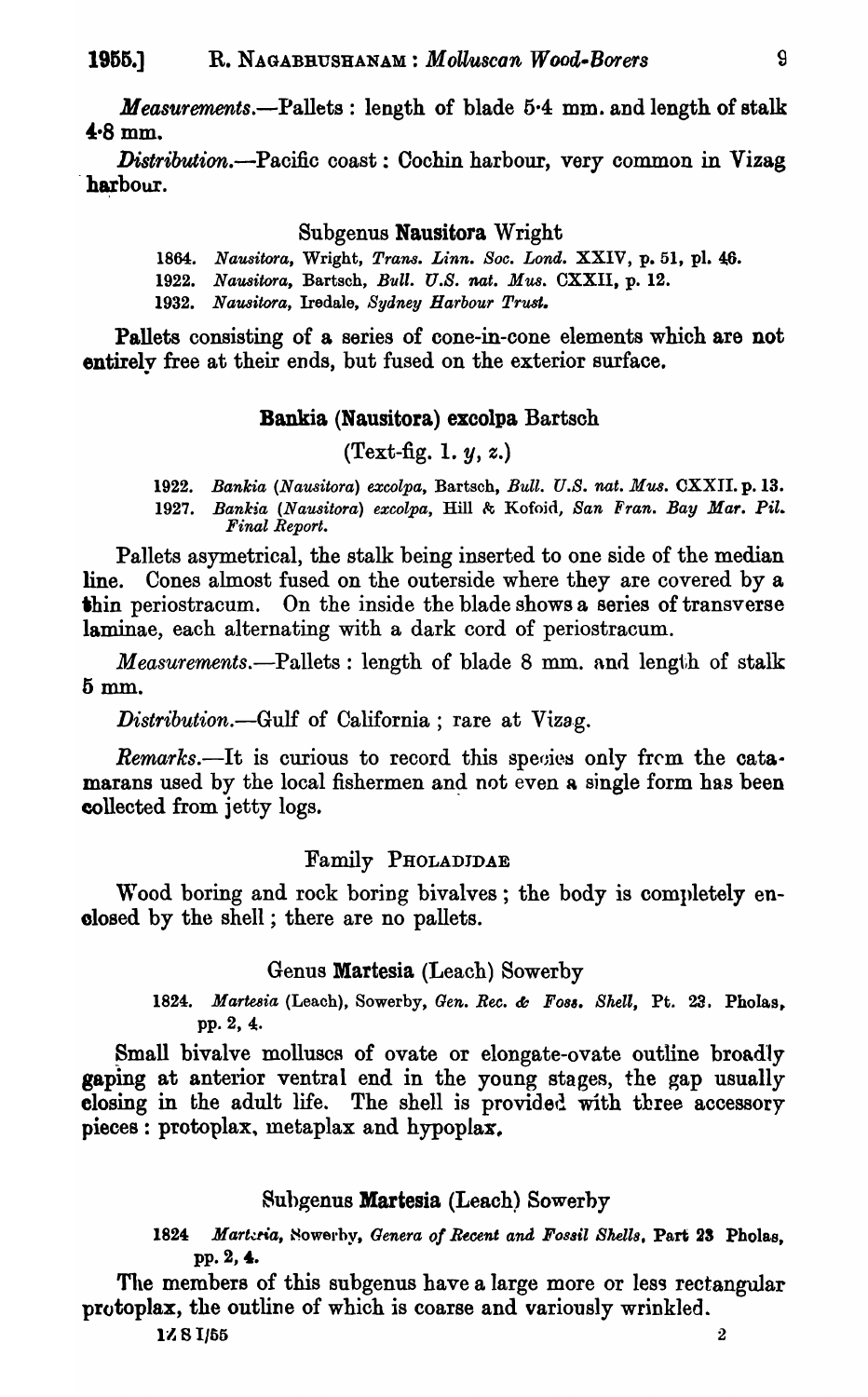*Measurements*.—Pallets: length of blade 5·4 mm. and length of stalk 4·8 mm.

*Distribution*.—Pacific coast: Cochin harbour, very common in Vizag harbour.

### Subgenus **Nausitora** Wright

1864. *Nausitora*, Wright, *Trans. Linn. Soc. Lond.* XXIV, p. 51, pl. 46.
1922. *Nausitora*, Bartsch, *Bull. U.S. nat. Mus.* CXXII, p. 12.
1932. *Nausitora*, Iredale, *Sydney Harbour Trust.*

Pallets consisting of a series of cone-in-cone elements which are not entirely free at their ends, but fused on the exterior surface.

### **Bankia (Nausitora) excolpa** Bartsch

(Text-fig. 1. *y*, *z*.)

1922. *Bankia (Nausitora) excolpa*, Bartsch, *Bull. U.S. nat. Mus.* CXXII. p. 13.
1927. *Bankia (Nausitora) excolpa*, Hill & Kofoid, *San Fran. Bay Mar. Pil. Final Report.*

Pallets asymetrical, the stalk being inserted to one side of the median line. Cones almost fused on the outerside where they are covered by a thin periostracum. On the inside the blade shows a series of transverse laminae, each alternating with a dark cord of periostracum.

*Measurements*.—Pallets: length of blade 8 mm. and length of stalk 5 mm.

*Distribution*.—Gulf of California; rare at Vizag.

*Remarks*.—It is curious to record this species only from the catamarans used by the local fishermen and not even a single form has been collected from jetty logs.

## Family PHOLADIDAE

Wood boring and rock boring bivalves; the body is completely enclosed by the shell; there are no pallets.

### Genus **Martesia** (Leach) Sowerby

1824. *Martesia* (Leach), Sowerby, *Gen. Rec. & Foss. Shell*, Pt. 23. Pholas, pp. 2, 4.

Small bivalve molluscs of ovate or elongate-ovate outline broadly gaping at anterior ventral end in the young stages, the gap usually closing in the adult life. The shell is provided with three accessory pieces: protoplax, metaplax and hypoplax.

### Subgenus **Martesia** (Leach) Sowerby

1824 *Martesia*, Sowerby, *Genera of Recent and Fossil Shells*, Part 23 Pholas, pp. 2, 4.

The members of this subgenus have a large more or less rectangular protoplax, the outline of which is coarse and variously wrinkled.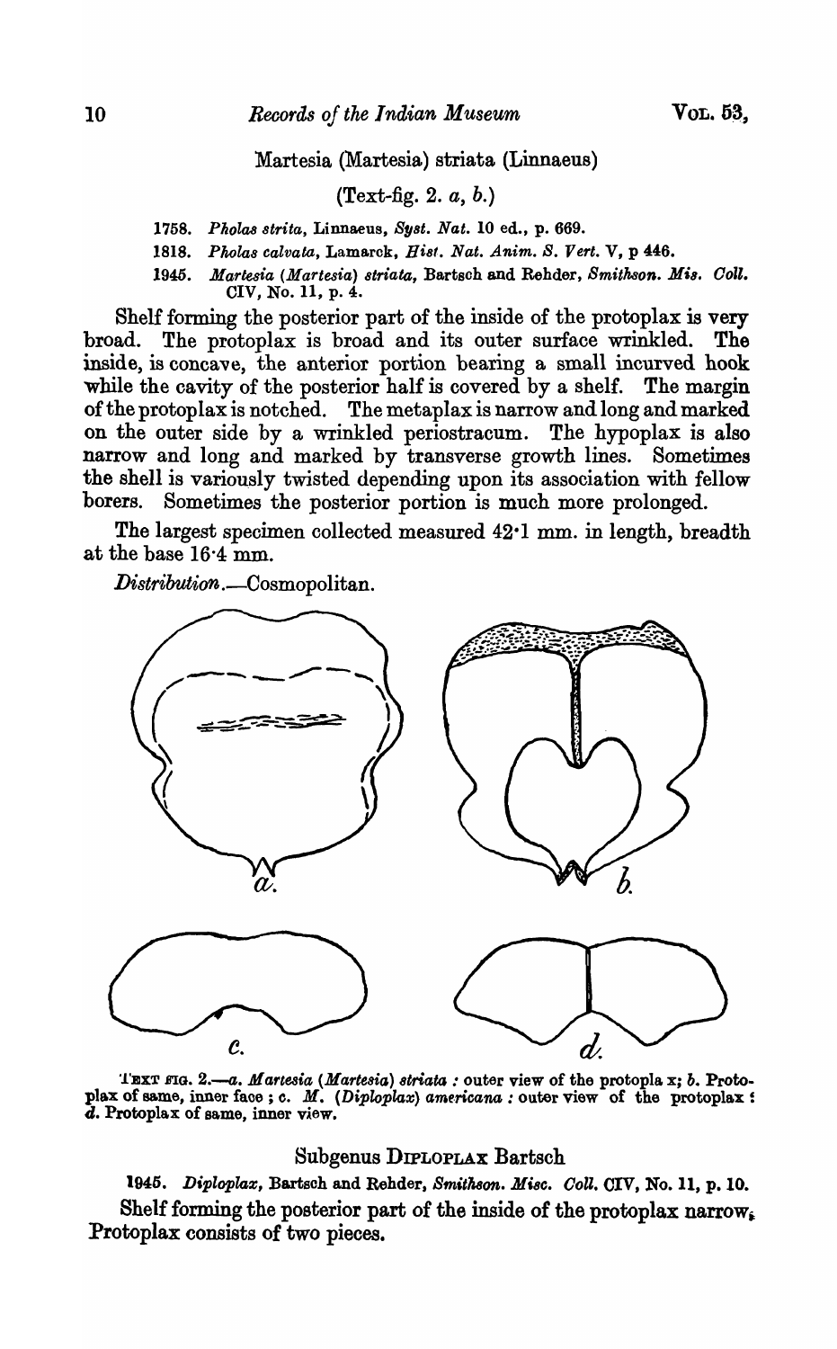Martesia (Martesia) striata (Linnaeus)

(Text-fig. 2. *a*, *b*.)

1758. *Pholas strita*, Linnaeus, *Syst. Nat.* 10 ed., p. 669.

1818. *Pholas calvata*, Lamarck, *Hist. Nat. Anim. S. Vert.* V, p 446.

1945. *Martesia (Martesia) striata*, Bartsch and Rehder, *Smithson. Mis. Coll.* CIV, No. 11, p. 4.

Shelf forming the posterior part of the inside of the protoplax is very broad. The protoplax is broad and its outer surface wrinkled. The inside, is concave, the anterior portion bearing a small incurved hook while the cavity of the posterior half is covered by a shelf. The margin of the protoplax is notched. The metaplax is narrow and long and marked on the outer side by a wrinkled periostracum. The hypoplax is also narrow and long and marked by transverse growth lines. Sometimes the shell is variously twisted depending upon its association with fellow borers. Sometimes the posterior portion is much more prolonged.

The largest specimen collected measured 42·1 mm. in length, breadth at the base 16·4 mm.

*Distribution.*—Cosmopolitan.

TEXT FIG. 2.—*a. Martesia (Martesia) striata* : outer view of the protopla x; *b.* Protoplax of same, inner face ; *c. M. (Diploplax) americana* : outer view of the protoplax ; *d.* Protoplax of same, inner view.

## Subgenus Diploplax Bartsch

1945. *Diploplax*, Bartsch and Rehder, *Smithson. Misc. Coll.* CIV, No. 11, p. 10.

Shelf forming the posterior part of the inside of the protoplax narrow. Protoplax consists of two pieces.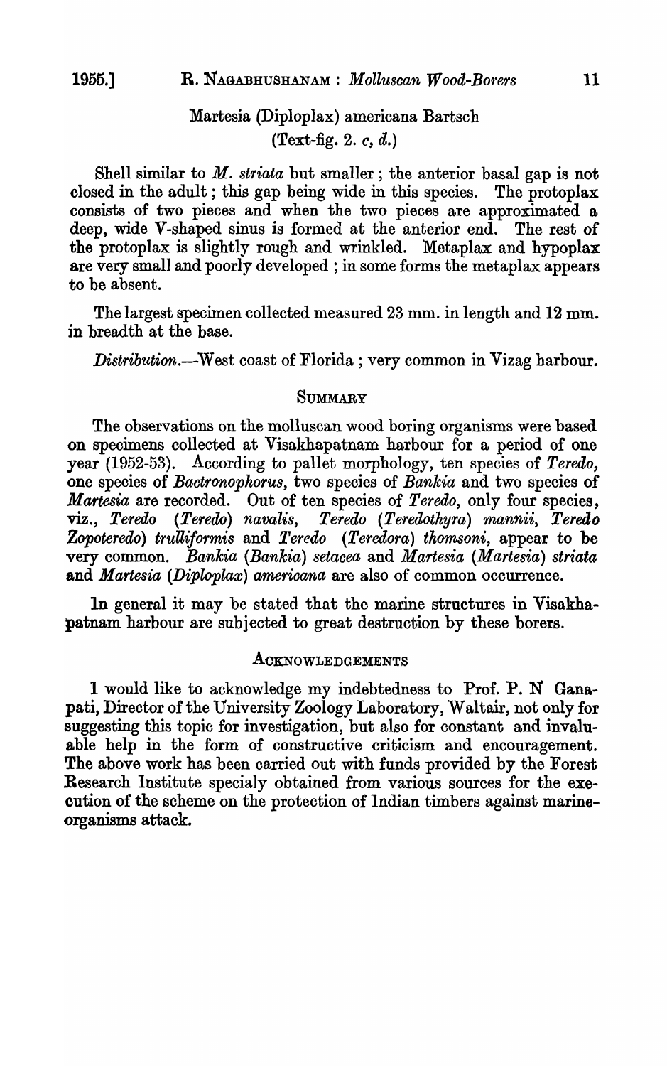Martesia (Diploplax) americana Bartsch
(Text-fig. 2. *c, d.*)

Shell similar to *M. striata* but smaller; the anterior basal gap is not closed in the adult; this gap being wide in this species. The protoplax consists of two pieces and when the two pieces are approximated a deep, wide V-shaped sinus is formed at the anterior end. The rest of the protoplax is slightly rough and wrinkled. Metaplax and hypoplax are very small and poorly developed; in some forms the metaplax appears to be absent.

The largest specimen collected measured 23 mm. in length and 12 mm. in breadth at the base.

*Distribution.*—West coast of Florida; very common in Vizag harbour.

## SUMMARY

The observations on the molluscan wood boring organisms were based on specimens collected at Visakhapatnam harbour for a period of one year (1952-53). According to pallet morphology, ten species of *Teredo*, one species of *Bactronophorus*, two species of *Bankia* and two species of *Martesia* are recorded. Out of ten species of *Teredo*, only four species, viz., *Teredo* (*Teredo*) *navalis*, *Teredo* (*Teredothyra*) *mannii*, *Teredo* *Zopoteredo*) *trulliformis* and *Teredo* (*Teredora*) *thomsoni*, appear to be very common. *Bankia* (*Bankia*) *setacea* and *Martesia* (*Martesia*) *striata* and *Martesia* (*Diploplax*) *americana* are also of common occurrence.

In general it may be stated that the marine structures in Visakhapatnam harbour are subjected to great destruction by these borers.

## ACKNOWLEDGEMENTS

I would like to acknowledge my indebtedness to Prof. P. N Ganapati, Director of the University Zoology Laboratory, Waltair, not only for suggesting this topic for investigation, but also for constant and invaluable help in the form of constructive criticism and encouragement. The above work has been carried out with funds provided by the Forest Research Institute specialy obtained from various sources for the execution of the scheme on the protection of Indian timbers against marine-organisms attack.